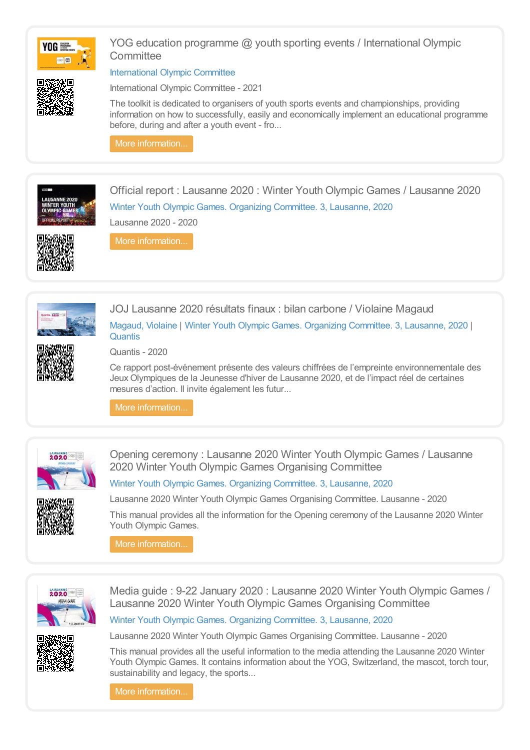## YOG education programme @ youth sporting events / International Olympic Committee

International Olympic Committee

International Olympic Committee - 2021

The toolkit is dedicated to organisers of youth sports events and championships, providing information on how to successfully, easily and economically implement an educational programme before, during and after a youth event - fro...

More information...

## Official report : Lausanne 2020 : Winter Youth Olympic Games / Lausanne 2020

Winter Youth Olympic Games. Organizing Committee. 3, Lausanne, 2020

Lausanne 2020 - 2020

More information...

## JOJ Lausanne 2020 résultats finaux : bilan carbone / Violaine Magaud

Magaud, Violaine | Winter Youth Olympic Games. Organizing Committee. 3, Lausanne, 2020 | Quantis

Quantis - 2020

Ce rapport post-événement présente des valeurs chiffrées de l'empreinte environnementale des Jeux Olympiques de la Jeunesse d'hiver de Lausanne 2020, et de l'impact réel de certaines mesures d'action. Il invite également les futur...

More information...

## Opening ceremony : Lausanne 2020 Winter Youth Olympic Games / Lausanne 2020 Winter Youth Olympic Games Organising Committee

Winter Youth Olympic Games. Organizing Committee. 3, Lausanne, 2020

Lausanne 2020 Winter Youth Olympic Games Organising Committee. Lausanne - 2020

This manual provides all the information for the Opening ceremony of the Lausanne 2020 Winter Youth Olympic Games.

More information...

## Media guide : 9-22 January 2020 : Lausanne 2020 Winter Youth Olympic Games / Lausanne 2020 Winter Youth Olympic Games Organising Committee

Winter Youth Olympic Games. Organizing Committee. 3, Lausanne, 2020

Lausanne 2020 Winter Youth Olympic Games Organising Committee. Lausanne - 2020

This manual provides all the useful information to the media attending the Lausanne 2020 Winter Youth Olympic Games. It contains information about the YOG, Switzerland, the mascot, torch tour, sustainability and legacy, the sports...

More information...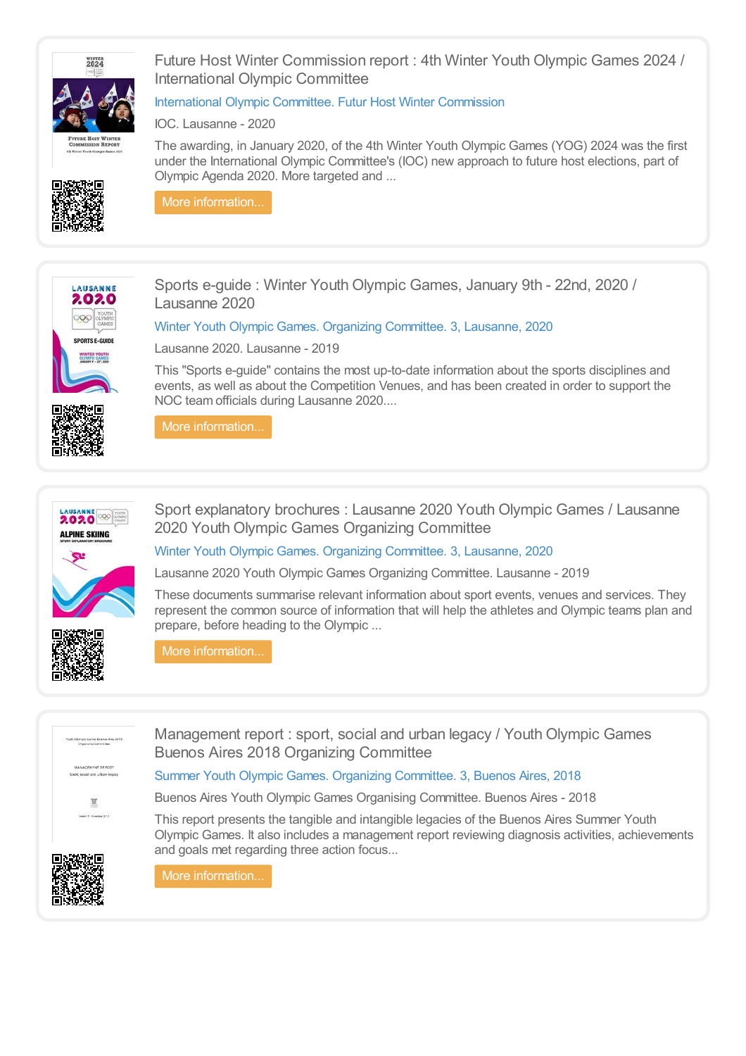## Future Host Winter Commission report : 4th Winter Youth Olympic Games 2024 / International Olympic Committee

International Olympic Committee. Futur Host Winter Commission

IOC. Lausanne - 2020

The awarding, in January 2020, of the 4th Winter Youth Olympic Games (YOG) 2024 was the first under the International Olympic Committee's (IOC) new approach to future host elections, part of Olympic Agenda 2020. More targeted and ...

More information...

## Sports e-guide : Winter Youth Olympic Games, January 9th - 22nd, 2020 / Lausanne 2020

Winter Youth Olympic Games. Organizing Committee. 3, Lausanne, 2020

Lausanne 2020. Lausanne - 2019

This "Sports e-guide" contains the most up-to-date information about the sports disciplines and events, as well as about the Competition Venues, and has been created in order to support the NOC team officials during Lausanne 2020....

More information...

## Sport explanatory brochures : Lausanne 2020 Youth Olympic Games / Lausanne 2020 Youth Olympic Games Organizing Committee

Winter Youth Olympic Games. Organizing Committee. 3, Lausanne, 2020

Lausanne 2020 Youth Olympic Games Organizing Committee. Lausanne - 2019

These documents summarise relevant information about sport events, venues and services. They represent the common source of information that will help the athletes and Olympic teams plan and prepare, before heading to the Olympic ...

More information...

## Management report : sport, social and urban legacy / Youth Olympic Games Buenos Aires 2018 Organizing Committee

Summer Youth Olympic Games. Organizing Committee. 3, Buenos Aires, 2018

Buenos Aires Youth Olympic Games Organising Committee. Buenos Aires - 2018

This report presents the tangible and intangible legacies of the Buenos Aires Summer Youth Olympic Games. It also includes a management report reviewing diagnosis activities, achievements and goals met regarding three action focus...

More information...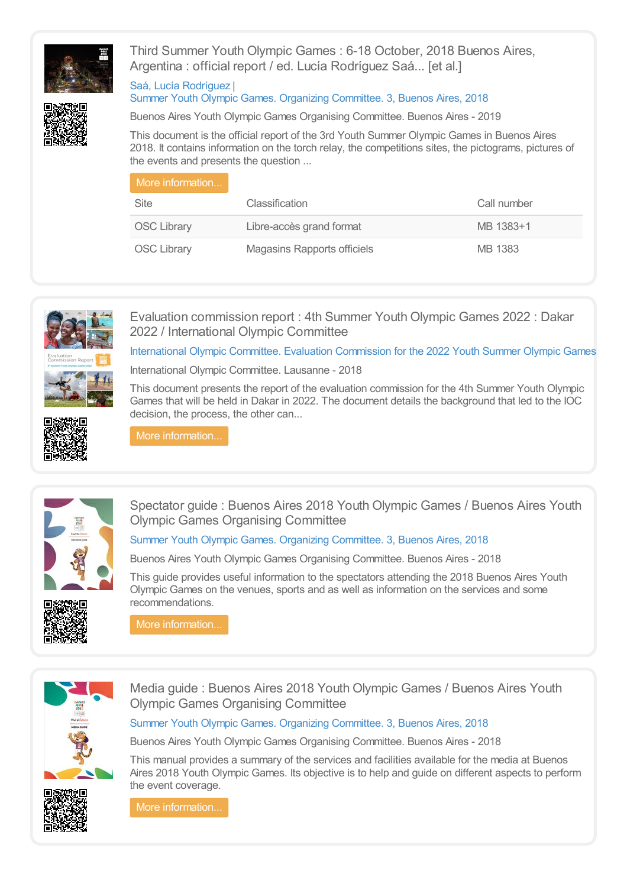### Third Summer Youth Olympic Games : 6-18 October, 2018 Buenos Aires, Argentina : official report / ed. Lucía Rodríguez Saá... [et al.]

Saá, Lucía Rodríguez |
Summer Youth Olympic Games. Organizing Committee. 3, Buenos Aires, 2018

Buenos Aires Youth Olympic Games Organising Committee. Buenos Aires - 2019

This document is the official report of the 3rd Youth Summer Olympic Games in Buenos Aires 2018. It contains information on the torch relay, the competitions sites, the pictograms, pictures of the events and presents the question ...

More information...

| Site | Classification | Call number |
| --- | --- | --- |
| OSC Library | Libre-accès grand format | MB 1383+1 |
| OSC Library | Magasins Rapports officiels | MB 1383 |

### Evaluation commission report : 4th Summer Youth Olympic Games 2022 : Dakar 2022 / International Olympic Committee

International Olympic Committee. Evaluation Commission for the 2022 Youth Summer Olympic Games

International Olympic Committee. Lausanne - 2018

This document presents the report of the evaluation commission for the 4th Summer Youth Olympic Games that will be held in Dakar in 2022. The document details the background that led to the IOC decision, the process, the other can...

More information...

### Spectator guide : Buenos Aires 2018 Youth Olympic Games / Buenos Aires Youth Olympic Games Organising Committee

Summer Youth Olympic Games. Organizing Committee. 3, Buenos Aires, 2018

Buenos Aires Youth Olympic Games Organising Committee. Buenos Aires - 2018

This guide provides useful information to the spectators attending the 2018 Buenos Aires Youth Olympic Games on the venues, sports and as well as information on the services and some recommendations.

More information...

### Media guide : Buenos Aires 2018 Youth Olympic Games / Buenos Aires Youth Olympic Games Organising Committee

Summer Youth Olympic Games. Organizing Committee. 3, Buenos Aires, 2018

Buenos Aires Youth Olympic Games Organising Committee. Buenos Aires - 2018

This manual provides a summary of the services and facilities available for the media at Buenos Aires 2018 Youth Olympic Games. Its objective is to help and guide on different aspects to perform the event coverage.

More information...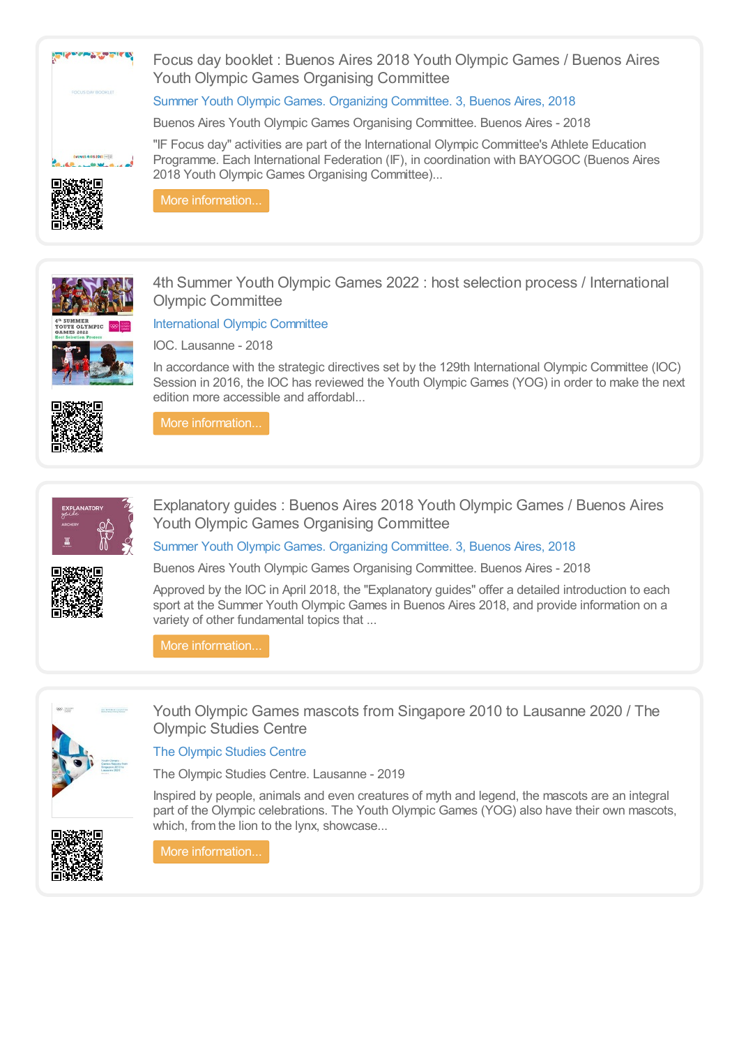## Focus day booklet : Buenos Aires 2018 Youth Olympic Games / Buenos Aires Youth Olympic Games Organising Committee

Summer Youth Olympic Games. Organizing Committee. 3, Buenos Aires, 2018

Buenos Aires Youth Olympic Games Organising Committee. Buenos Aires - 2018

"IF Focus day" activities are part of the International Olympic Committee's Athlete Education Programme. Each International Federation (IF), in coordination with BAYOGOC (Buenos Aires 2018 Youth Olympic Games Organising Committee)...

More information...

## 4th Summer Youth Olympic Games 2022 : host selection process / International Olympic Committee

International Olympic Committee

IOC. Lausanne - 2018

In accordance with the strategic directives set by the 129th International Olympic Committee (IOC) Session in 2016, the IOC has reviewed the Youth Olympic Games (YOG) in order to make the next edition more accessible and affordabl...

More information...

## Explanatory guides : Buenos Aires 2018 Youth Olympic Games / Buenos Aires Youth Olympic Games Organising Committee

Summer Youth Olympic Games. Organizing Committee. 3, Buenos Aires, 2018

Buenos Aires Youth Olympic Games Organising Committee. Buenos Aires - 2018

Approved by the IOC in April 2018, the "Explanatory guides" offer a detailed introduction to each sport at the Summer Youth Olympic Games in Buenos Aires 2018, and provide information on a variety of other fundamental topics that ...

More information...

## Youth Olympic Games mascots from Singapore 2010 to Lausanne 2020 / The Olympic Studies Centre

The Olympic Studies Centre

The Olympic Studies Centre. Lausanne - 2019

Inspired by people, animals and even creatures of myth and legend, the mascots are an integral part of the Olympic celebrations. The Youth Olympic Games (YOG) also have their own mascots, which, from the lion to the lynx, showcase...

More information...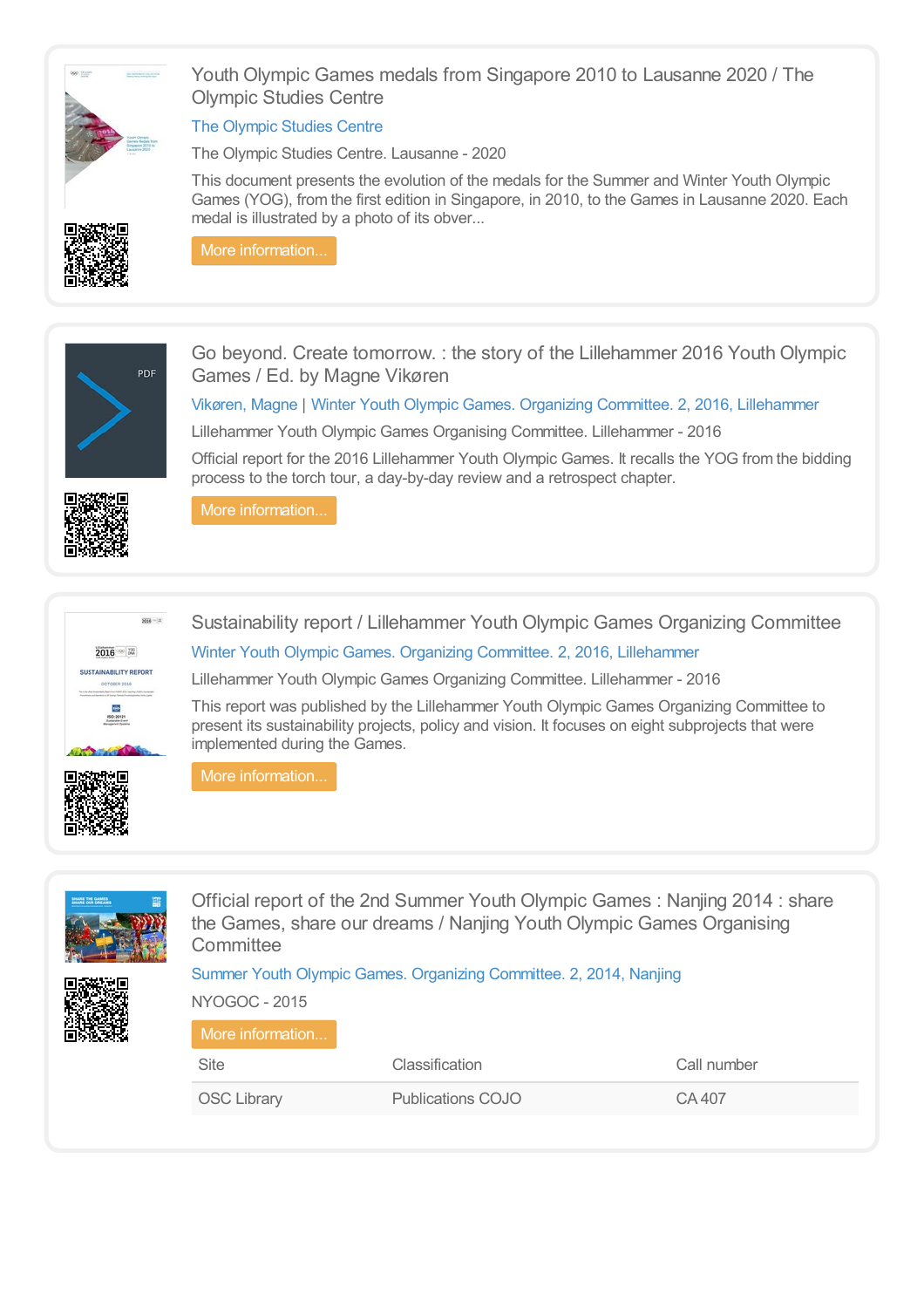### Youth Olympic Games medals from Singapore 2010 to Lausanne 2020 / The Olympic Studies Centre

The Olympic Studies Centre

The Olympic Studies Centre. Lausanne - 2020

This document presents the evolution of the medals for the Summer and Winter Youth Olympic Games (YOG), from the first edition in Singapore, in 2010, to the Games in Lausanne 2020. Each medal is illustrated by a photo of its obver...

More information...

### Go beyond. Create tomorrow. : the story of the Lillehammer 2016 Youth Olympic Games / Ed. by Magne Vikøren

Vikøren, Magne | Winter Youth Olympic Games. Organizing Committee. 2, 2016, Lillehammer

Lillehammer Youth Olympic Games Organising Committee. Lillehammer - 2016

Official report for the 2016 Lillehammer Youth Olympic Games. It recalls the YOG from the bidding process to the torch tour, a day-by-day review and a retrospect chapter.

More information...

### Sustainability report / Lillehammer Youth Olympic Games Organizing Committee

Winter Youth Olympic Games. Organizing Committee. 2, 2016, Lillehammer

Lillehammer Youth Olympic Games Organizing Committee. Lillehammer - 2016

This report was published by the Lillehammer Youth Olympic Games Organizing Committee to present its sustainability projects, policy and vision. It focuses on eight subprojects that were implemented during the Games.

More information...

### Official report of the 2nd Summer Youth Olympic Games : Nanjing 2014 : share the Games, share our dreams / Nanjing Youth Olympic Games Organising Committee

Summer Youth Olympic Games. Organizing Committee. 2, 2014, Nanjing

NYOGOC - 2015

More information...

| Site | Classification | Call number |
|---|---|---|
| OSC Library | Publications COJO | CA 407 |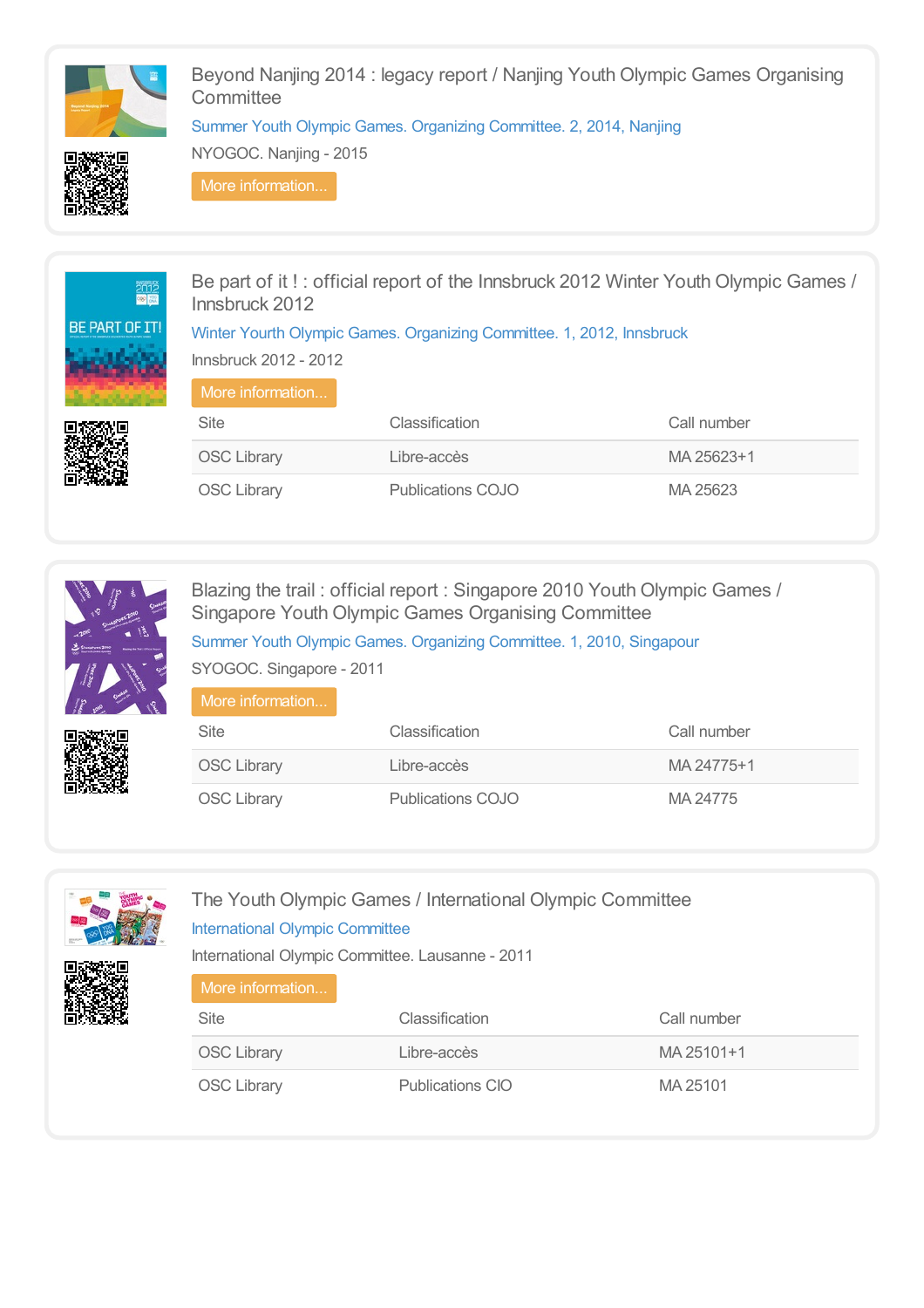Beyond Nanjing 2014 : legacy report / Nanjing Youth Olympic Games Organising Committee

Summer Youth Olympic Games. Organizing Committee. 2, 2014, Nanjing

NYOGOC. Nanjing - 2015

More information...

Be part of it ! : official report of the Innsbruck 2012 Winter Youth Olympic Games / Innsbruck 2012

Winter Yourth Olympic Games. Organizing Committee. 1, 2012, Innsbruck

Innsbruck 2012 - 2012

More information...

| Site | Classification | Call number |
| --- | --- | --- |
| OSC Library | Libre-accès | MA 25623+1 |
| OSC Library | Publications COJO | MA 25623 |

Blazing the trail : official report : Singapore 2010 Youth Olympic Games / Singapore Youth Olympic Games Organising Committee

Summer Youth Olympic Games. Organizing Committee. 1, 2010, Singapour

SYOGOC. Singapore - 2011

More information...

| Site | Classification | Call number |
| --- | --- | --- |
| OSC Library | Libre-accès | MA 24775+1 |
| OSC Library | Publications COJO | MA 24775 |

The Youth Olympic Games / International Olympic Committee

International Olympic Committee

International Olympic Committee. Lausanne - 2011

More information...

| Site | Classification | Call number |
| --- | --- | --- |
| OSC Library | Libre-accès | MA 25101+1 |
| OSC Library | Publications CIO | MA 25101 |